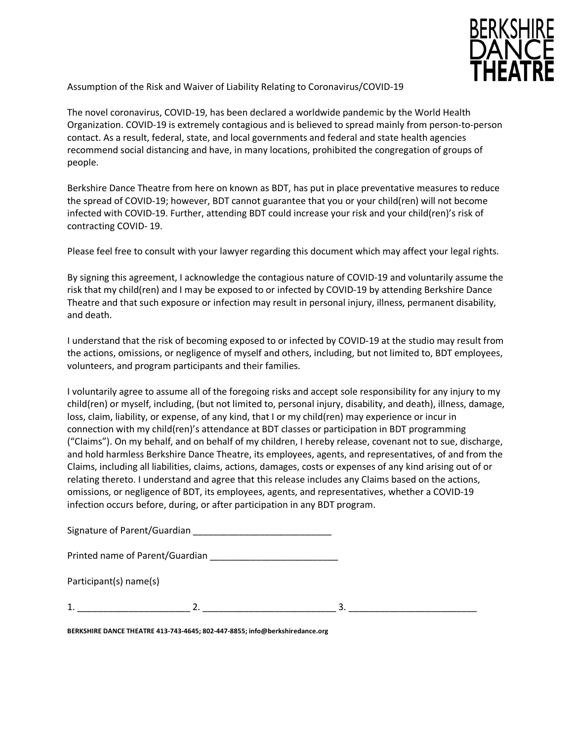BERKSHIRE DANCE THEATRE

Assumption of the Risk and Waiver of Liability Relating to Coronavirus/COVID-19

The novel coronavirus, COVID-19, has been declared a worldwide pandemic by the World Health Organization. COVID-19 is extremely contagious and is believed to spread mainly from person-to-person contact. As a result, federal, state, and local governments and federal and state health agencies recommend social distancing and have, in many locations, prohibited the congregation of groups of people.

Berkshire Dance Theatre from here on known as BDT, has put in place preventative measures to reduce the spread of COVID-19; however, BDT cannot guarantee that you or your child(ren) will not become infected with COVID-19. Further, attending BDT could increase your risk and your child(ren)'s risk of contracting COVID- 19.

Please feel free to consult with your lawyer regarding this document which may affect your legal rights.

By signing this agreement, I acknowledge the contagious nature of COVID-19 and voluntarily assume the risk that my child(ren) and I may be exposed to or infected by COVID-19 by attending Berkshire Dance Theatre and that such exposure or infection may result in personal injury, illness, permanent disability, and death.

I understand that the risk of becoming exposed to or infected by COVID-19 at the studio may result from the actions, omissions, or negligence of myself and others, including, but not limited to, BDT employees, volunteers, and program participants and their families.

I voluntarily agree to assume all of the foregoing risks and accept sole responsibility for any injury to my child(ren) or myself, including, (but not limited to, personal injury, disability, and death), illness, damage, loss, claim, liability, or expense, of any kind, that I or my child(ren) may experience or incur in connection with my child(ren)'s attendance at BDT classes or participation in BDT programming ("Claims"). On my behalf, and on behalf of my children, I hereby release, covenant not to sue, discharge, and hold harmless Berkshire Dance Theatre, its employees, agents, and representatives, of and from the Claims, including all liabilities, claims, actions, damages, costs or expenses of any kind arising out of or relating thereto. I understand and agree that this release includes any Claims based on the actions, omissions, or negligence of BDT, its employees, agents, and representatives, whether a COVID-19 infection occurs before, during, or after participation in any BDT program.

Signature of Parent/Guardian ___________________________

Printed name of Parent/Guardian _________________________

Participant(s) name(s)

1. ______________________ 2. __________________________ 3. _________________________

**BERKSHIRE DANCE THEATRE 413-743-4645; 802-447-8855; info@berkshiredance.org**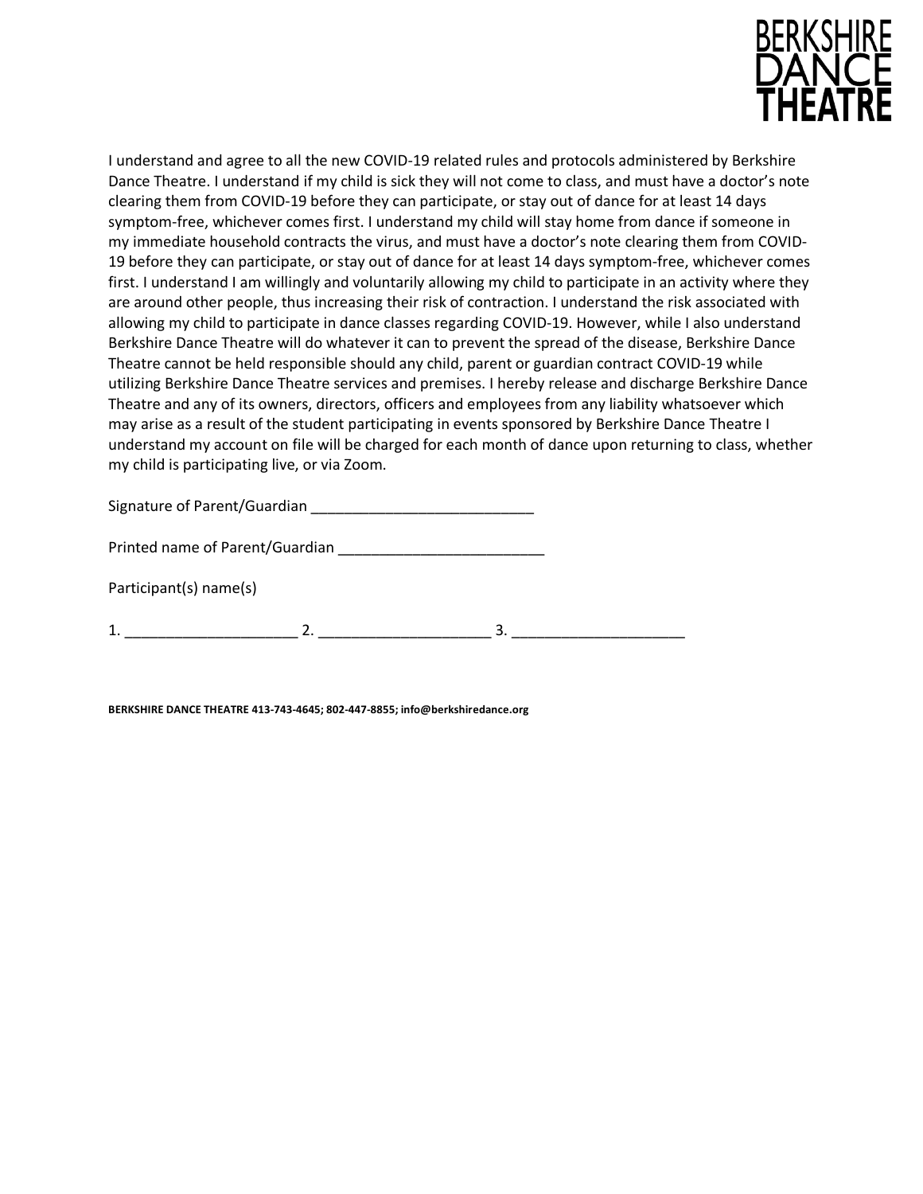BERKSHIRE DANCE THEATRE

I understand and agree to all the new COVID-19 related rules and protocols administered by Berkshire Dance Theatre. I understand if my child is sick they will not come to class, and must have a doctor's note clearing them from COVID-19 before they can participate, or stay out of dance for at least 14 days symptom-free, whichever comes first. I understand my child will stay home from dance if someone in my immediate household contracts the virus, and must have a doctor's note clearing them from COVID-19 before they can participate, or stay out of dance for at least 14 days symptom-free, whichever comes first. I understand I am willingly and voluntarily allowing my child to participate in an activity where they are around other people, thus increasing their risk of contraction. I understand the risk associated with allowing my child to participate in dance classes regarding COVID-19. However, while I also understand Berkshire Dance Theatre will do whatever it can to prevent the spread of the disease, Berkshire Dance Theatre cannot be held responsible should any child, parent or guardian contract COVID-19 while utilizing Berkshire Dance Theatre services and premises. I hereby release and discharge Berkshire Dance Theatre and any of its owners, directors, officers and employees from any liability whatsoever which may arise as a result of the student participating in events sponsored by Berkshire Dance Theatre I understand my account on file will be charged for each month of dance upon returning to class, whether my child is participating live, or via Zoom.

Signature of Parent/Guardian ___________________________

Printed name of Parent/Guardian _________________________

Participant(s) name(s)

1. _____________________ 2. _____________________ 3. _____________________

**BERKSHIRE DANCE THEATRE 413-743-4645; 802-447-8855; info@berkshiredance.org**